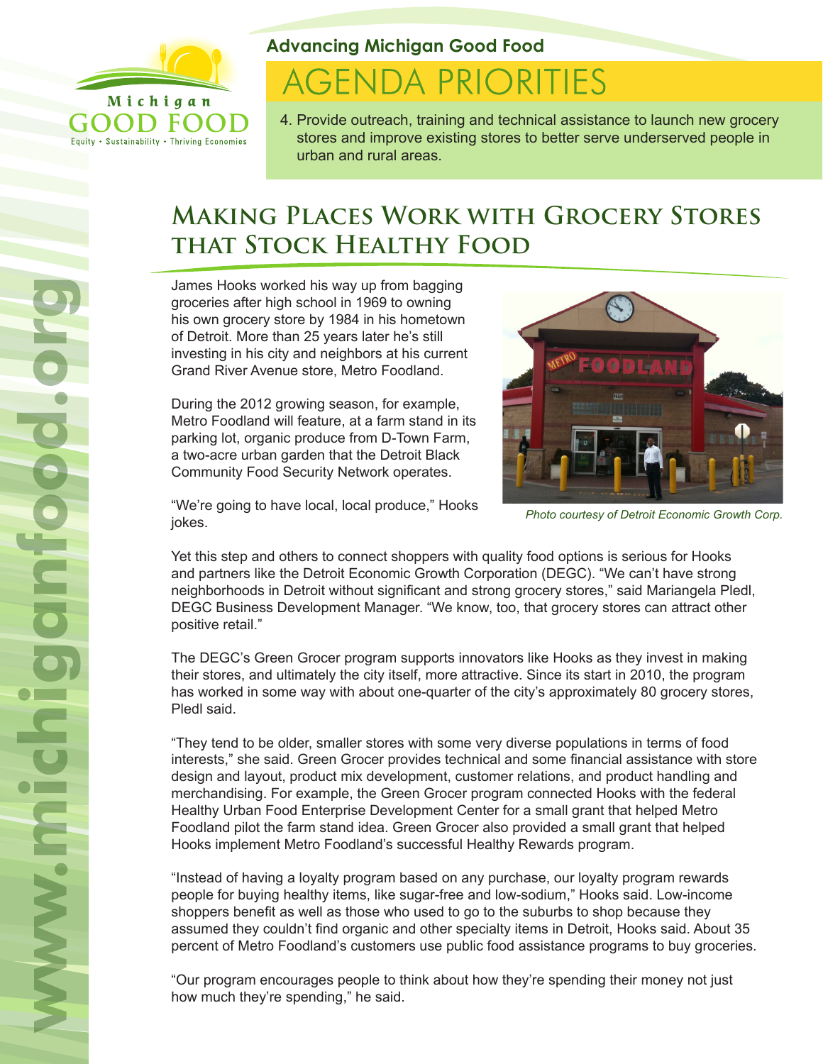Advancing Michigan Good Food

# AGENDA PRIORITIES

4. Provide outreach, training and technical assistance to launch new grocery stores and improve existing stores to better serve underserved people in urban and rural areas.

## Making Places Work with Grocery Stores that Stock Healthy Food

James Hooks worked his way up from bagging groceries after high school in 1969 to owning his own grocery store by 1984 in his hometown of Detroit. More than 25 years later he's still investing in his city and neighbors at his current Grand River Avenue store, Metro Foodland.

During the 2012 growing season, for example, Metro Foodland will feature, at a farm stand in its parking lot, organic produce from D-Town Farm, a two-acre urban garden that the Detroit Black Community Food Security Network operates.

"We're going to have local, local produce," Hooks jokes.

*Photo courtesy of Detroit Economic Growth Corp.*

Yet this step and others to connect shoppers with quality food options is serious for Hooks and partners like the Detroit Economic Growth Corporation (DEGC). "We can't have strong neighborhoods in Detroit without significant and strong grocery stores," said Mariangela Pledl, DEGC Business Development Manager. "We know, too, that grocery stores can attract other positive retail."

The DEGC's Green Grocer program supports innovators like Hooks as they invest in making their stores, and ultimately the city itself, more attractive. Since its start in 2010, the program has worked in some way with about one-quarter of the city's approximately 80 grocery stores, Pledl said.

"They tend to be older, smaller stores with some very diverse populations in terms of food interests," she said. Green Grocer provides technical and some financial assistance with store design and layout, product mix development, customer relations, and product handling and merchandising. For example, the Green Grocer program connected Hooks with the federal Healthy Urban Food Enterprise Development Center for a small grant that helped Metro Foodland pilot the farm stand idea. Green Grocer also provided a small grant that helped Hooks implement Metro Foodland's successful Healthy Rewards program.

"Instead of having a loyalty program based on any purchase, our loyalty program rewards people for buying healthy items, like sugar-free and low-sodium," Hooks said. Low-income shoppers benefit as well as those who used to go to the suburbs to shop because they assumed they couldn't find organic and other specialty items in Detroit, Hooks said. About 35 percent of Metro Foodland's customers use public food assistance programs to buy groceries.

"Our program encourages people to think about how they're spending their money not just how much they're spending," he said.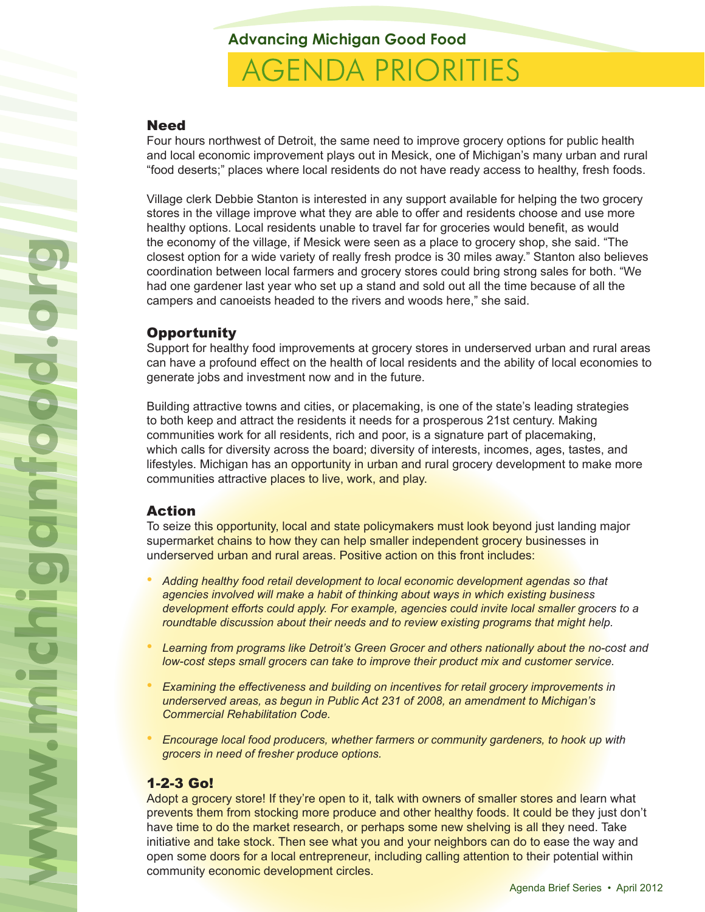## Advancing Michigan Good Food

# AGENDA PRIORITIES

### Need

Four hours northwest of Detroit, the same need to improve grocery options for public health and local economic improvement plays out in Mesick, one of Michigan's many urban and rural "food deserts;" places where local residents do not have ready access to healthy, fresh foods.

Village clerk Debbie Stanton is interested in any support available for helping the two grocery stores in the village improve what they are able to offer and residents choose and use more healthy options. Local residents unable to travel far for groceries would benefit, as would the economy of the village, if Mesick were seen as a place to grocery shop, she said. "The closest option for a wide variety of really fresh prodce is 30 miles away." Stanton also believes coordination between local farmers and grocery stores could bring strong sales for both. "We had one gardener last year who set up a stand and sold out all the time because of all the campers and canoeists headed to the rivers and woods here," she said.

### Opportunity

Support for healthy food improvements at grocery stores in underserved urban and rural areas can have a profound effect on the health of local residents and the ability of local economies to generate jobs and investment now and in the future.

Building attractive towns and cities, or placemaking, is one of the state's leading strategies to both keep and attract the residents it needs for a prosperous 21st century. Making communities work for all residents, rich and poor, is a signature part of placemaking, which calls for diversity across the board; diversity of interests, incomes, ages, tastes, and lifestyles. Michigan has an opportunity in urban and rural grocery development to make more communities attractive places to live, work, and play.

### Action

To seize this opportunity, local and state policymakers must look beyond just landing major supermarket chains to how they can help smaller independent grocery businesses in underserved urban and rural areas. Positive action on this front includes:

- *Adding healthy food retail development to local economic development agendas so that agencies involved will make a habit of thinking about ways in which existing business development efforts could apply. For example, agencies could invite local smaller grocers to a roundtable discussion about their needs and to review existing programs that might help.*
- *Learning from programs like Detroit's Green Grocer and others nationally about the no-cost and low-cost steps small grocers can take to improve their product mix and customer service.*
- *Examining the effectiveness and building on incentives for retail grocery improvements in underserved areas, as begun in Public Act 231 of 2008, an amendment to Michigan's Commercial Rehabilitation Code.*
- *Encourage local food producers, whether farmers or community gardeners, to hook up with grocers in need of fresher produce options.*

### 1-2-3 Go!

Adopt a grocery store! If they're open to it, talk with owners of smaller stores and learn what prevents them from stocking more produce and other healthy foods. It could be they just don't have time to do the market research, or perhaps some new shelving is all they need. Take initiative and take stock. Then see what you and your neighbors can do to ease the way and open some doors for a local entrepreneur, including calling attention to their potential within community economic development circles.

www.michiganfood.org

Agenda Brief Series • April 2012